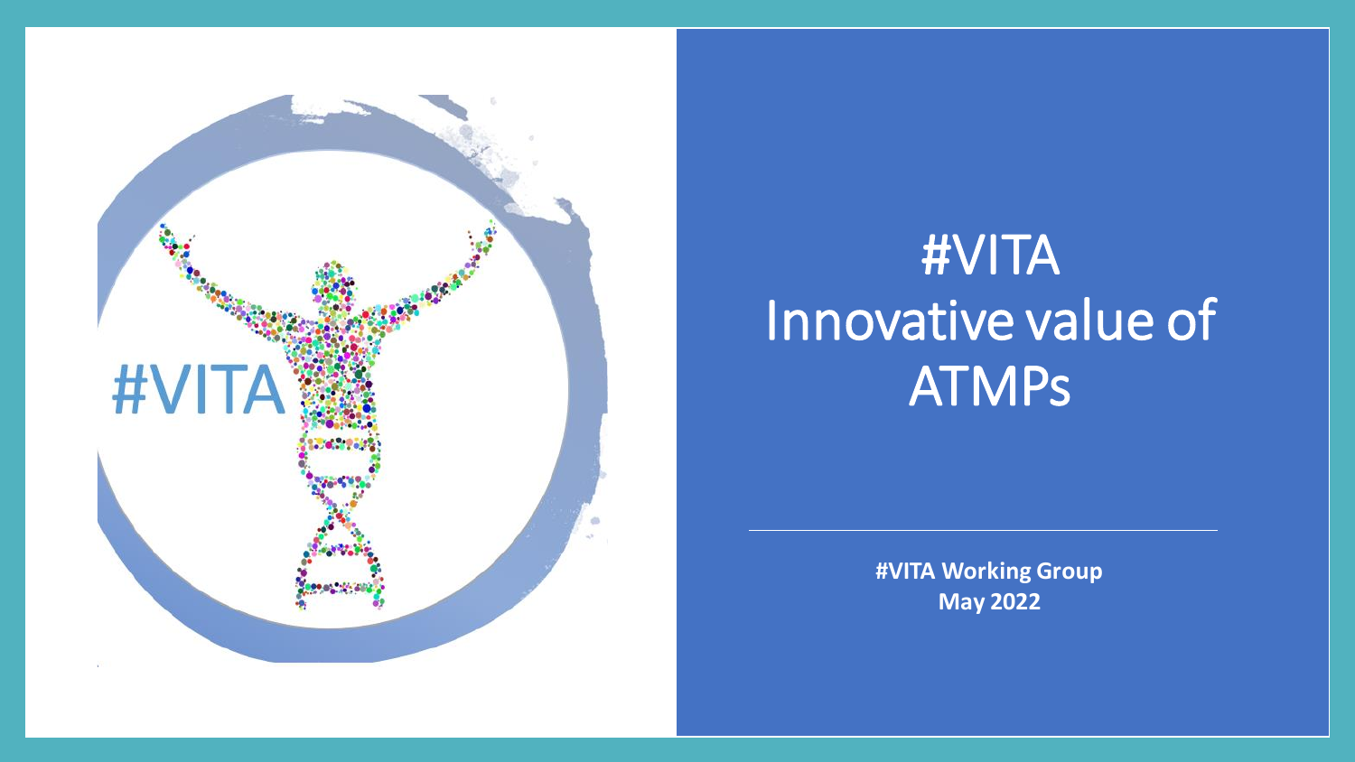# #VITA
# Innovative value of ATMPs

**#VITA Working Group**
**May 2022**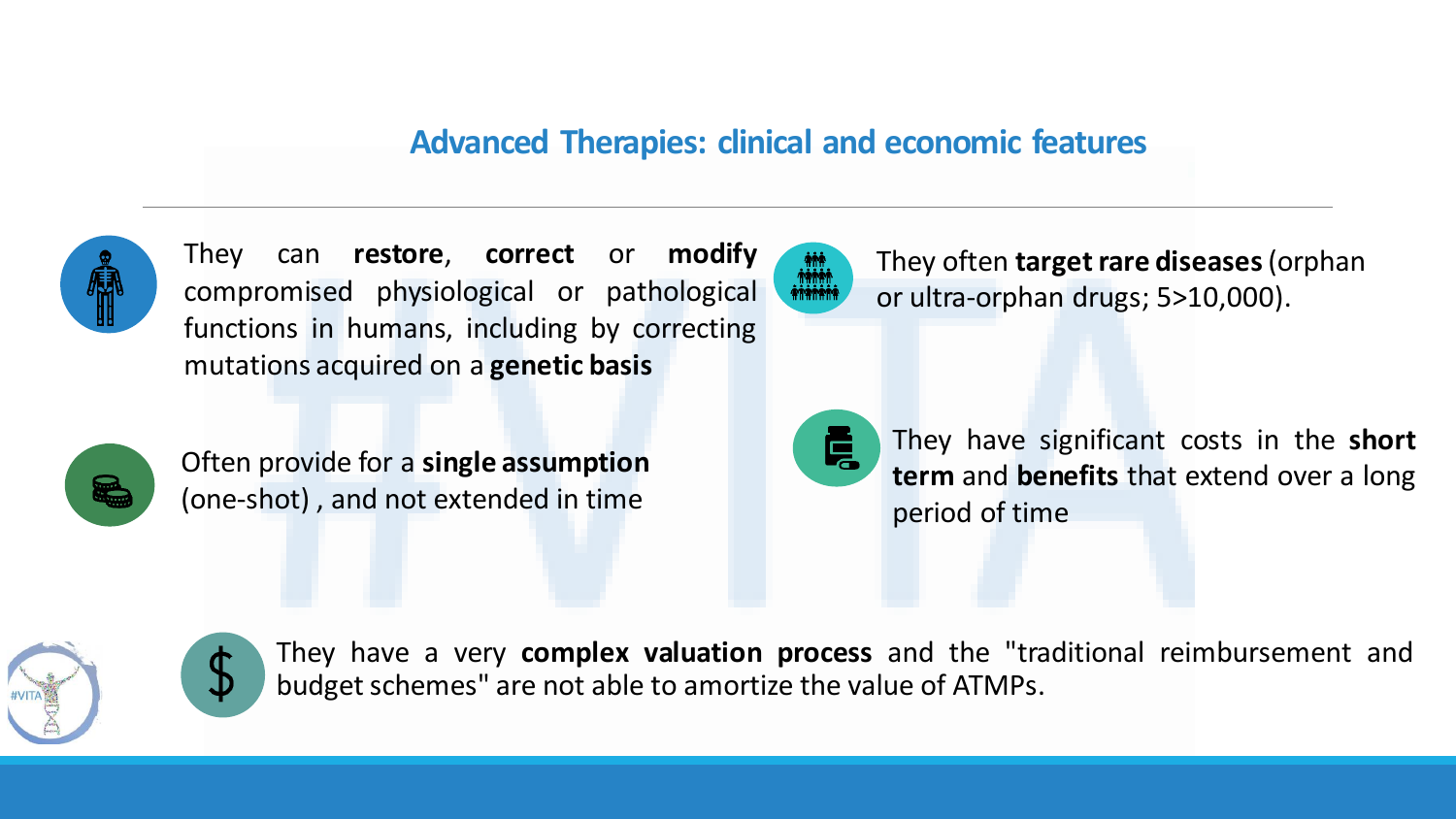## Advanced Therapies: clinical and economic features

- They can **restore**, **correct** or **modify** compromised physiological or pathological functions in humans, including by correcting mutations acquired on a **genetic basis**
- They often **target rare diseases** (orphan or ultra-orphan drugs; 5>10,000).
- Often provide for a **single assumption** (one-shot) , and not extended in time
- They have significant costs in the **short term** and **benefits** that extend over a long period of time
- They have a very **complex valuation process** and the "traditional reimbursement and budget schemes" are not able to amortize the value of ATMPs.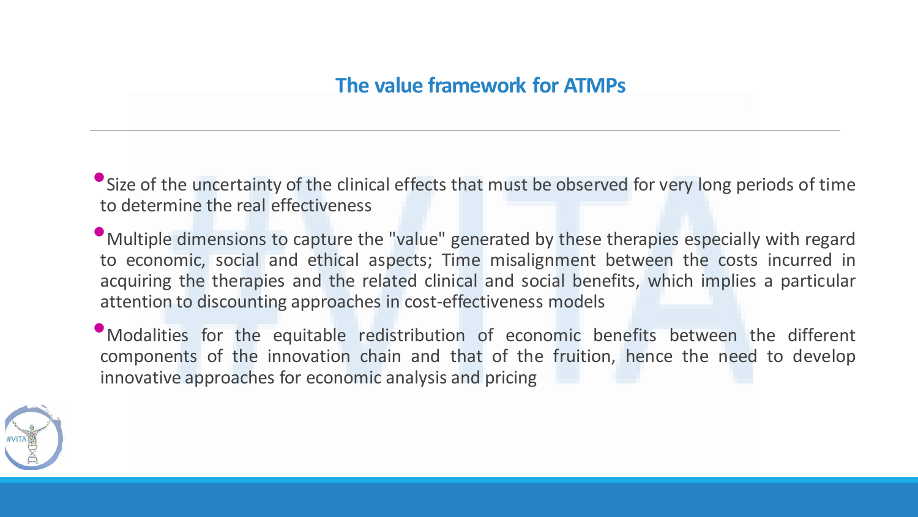## The value framework for ATMPs

- Size of the uncertainty of the clinical effects that must be observed for very long periods of time to determine the real effectiveness
- Multiple dimensions to capture the "value" generated by these therapies especially with regard to economic, social and ethical aspects; Time misalignment between the costs incurred in acquiring the therapies and the related clinical and social benefits, which implies a particular attention to discounting approaches in cost-effectiveness models
- Modalities for the equitable redistribution of economic benefits between the different components of the innovation chain and that of the fruition, hence the need to develop innovative approaches for economic analysis and pricing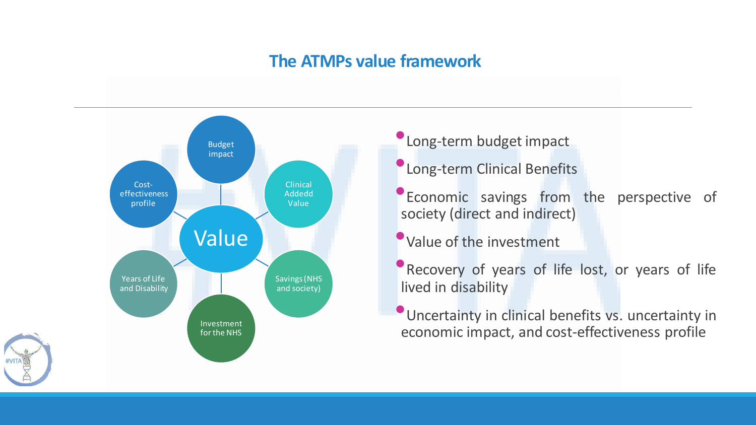## The ATMPs value framework

- Value
  - Budget impact
  - Clinical Addedd Value
  - Savings (NHS and society)
  - Investment for the NHS
  - Years of Life and Disability
  - Cost-effectiveness profile

- Long-term budget impact
- Long-term Clinical Benefits
- Economic savings from the perspective of society (direct and indirect)
- Value of the investment
- Recovery of years of life lost, or years of life lived in disability
- Uncertainty in clinical benefits vs. uncertainty in economic impact, and cost-effectiveness profile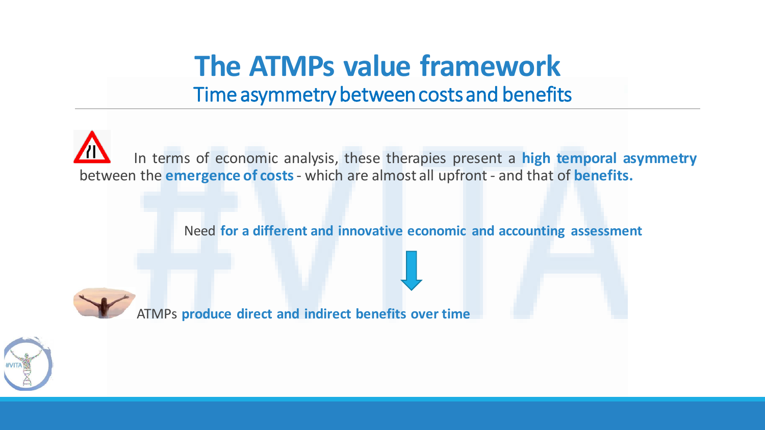# The ATMPs value framework

## Time asymmetry between costs and benefits

In terms of economic analysis, these therapies present a **high temporal asymmetry** between the **emergence of costs** - which are almost all upfront - and that of **benefits.**

Need **for a different and innovative economic and accounting assessment**

ATMPs **produce direct and indirect benefits over time**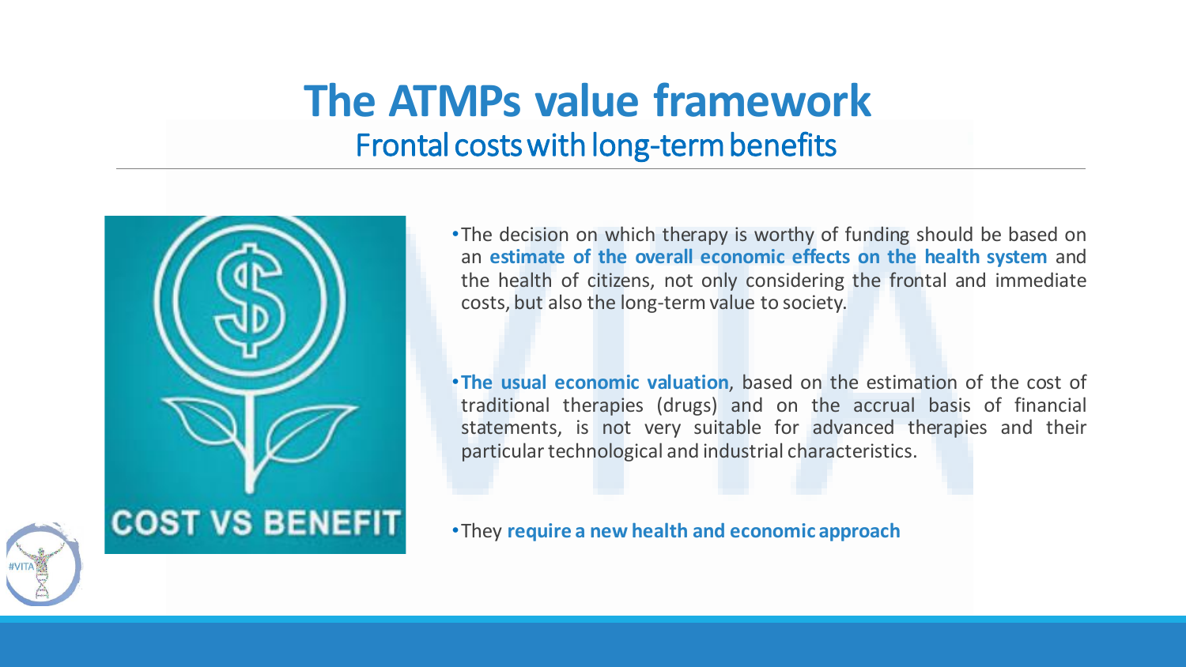# The ATMPs value framework

## Frontal costs with long-term benefits

- The decision on which therapy is worthy of funding should be based on an **estimate of the overall economic effects on the health system** and the health of citizens, not only considering the frontal and immediate costs, but also the long-term value to society.

- **The usual economic valuation**, based on the estimation of the cost of traditional therapies (drugs) and on the accrual basis of financial statements, is not very suitable for advanced therapies and their particular technological and industrial characteristics.

- They **require a new health and economic approach**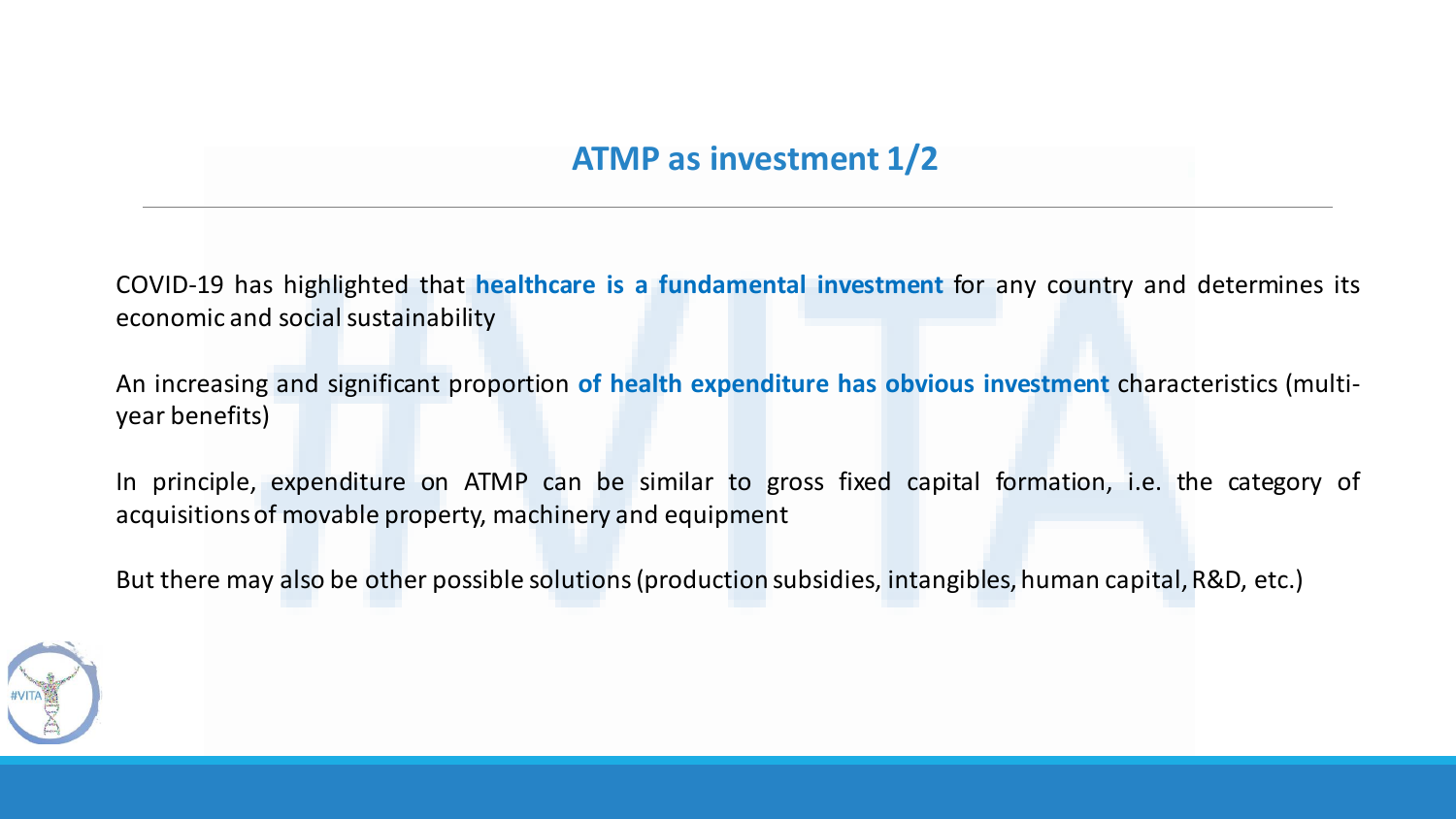## ATMP as investment 1/2

COVID-19 has highlighted that **healthcare is a fundamental investment** for any country and determines its economic and social sustainability

An increasing and significant proportion **of health expenditure has obvious investment** characteristics (multi-year benefits)

In principle, expenditure on ATMP can be similar to gross fixed capital formation, i.e. the category of acquisitions of movable property, machinery and equipment

But there may also be other possible solutions (production subsidies, intangibles, human capital, R&D, etc.)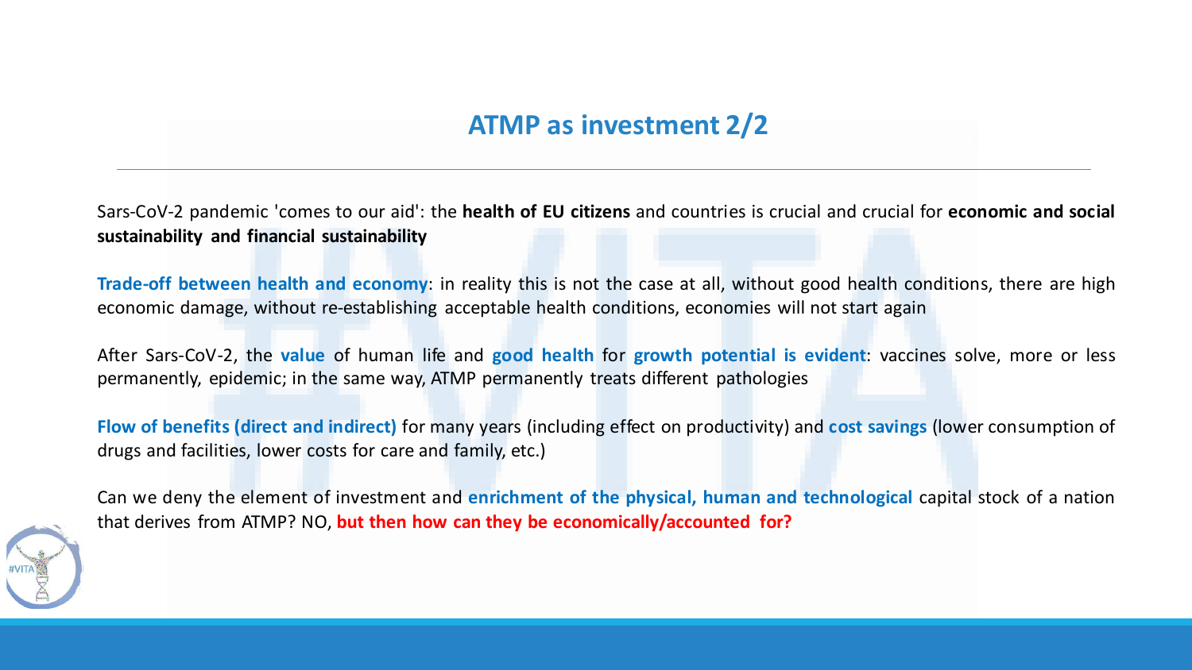## ATMP as investment 2/2

Sars-CoV-2 pandemic 'comes to our aid': the **health of EU citizens** and countries is crucial and crucial for **economic and social sustainability and financial sustainability**

**Trade-off between health and economy**: in reality this is not the case at all, without good health conditions, there are high economic damage, without re-establishing acceptable health conditions, economies will not start again

After Sars-CoV-2, the **value** of human life and **good health** for **growth potential is evident**: vaccines solve, more or less permanently, epidemic; in the same way, ATMP permanently treats different pathologies

**Flow of benefits (direct and indirect)** for many years (including effect on productivity) and **cost savings** (lower consumption of drugs and facilities, lower costs for care and family, etc.)

Can we deny the element of investment and **enrichment of the physical, human and technological** capital stock of a nation that derives from ATMP? NO, **but then how can they be economically/accounted for?**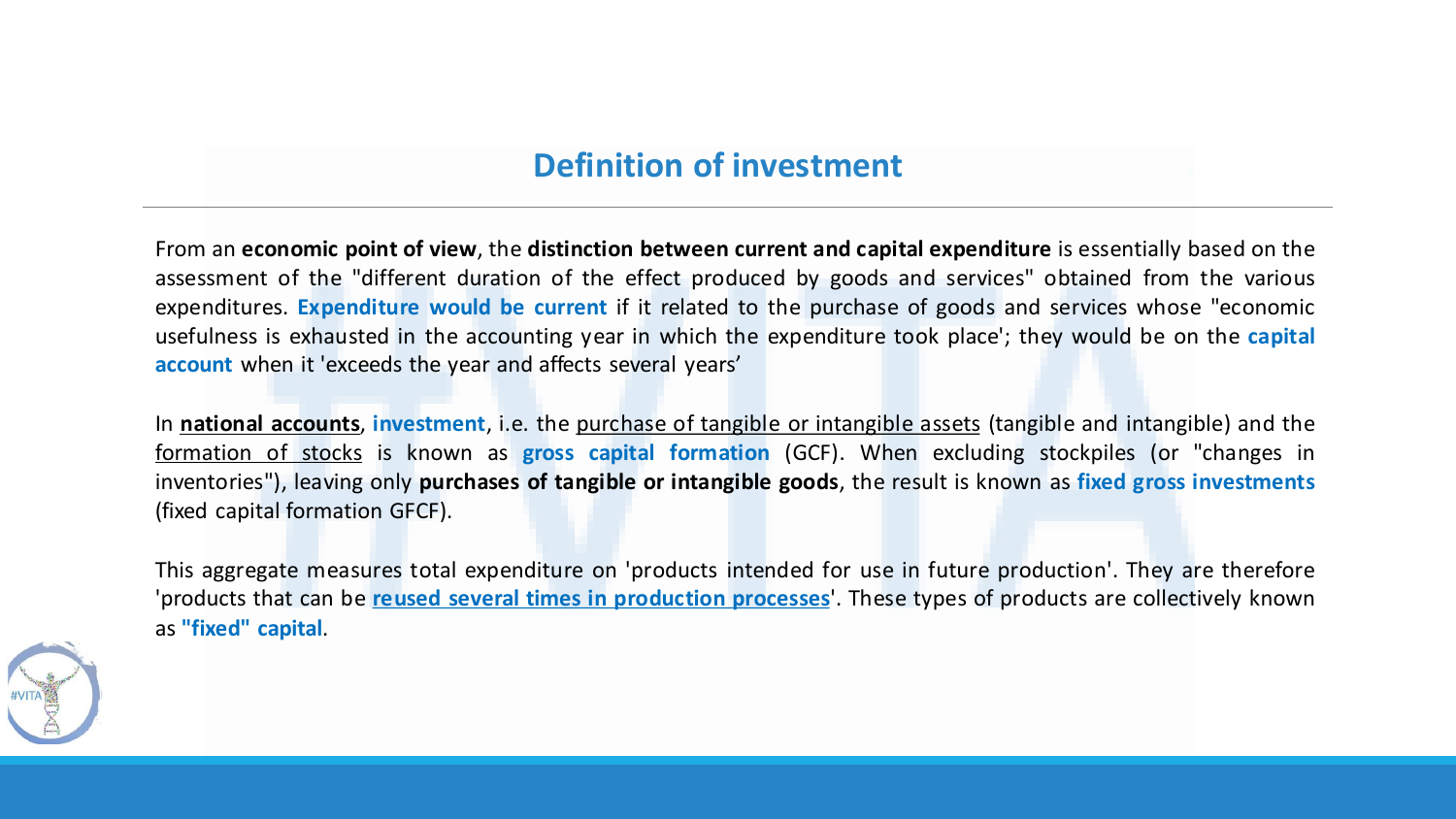## Definition of investment

From an **economic point of view**, the **distinction between current and capital expenditure** is essentially based on the assessment of the "different duration of the effect produced by goods and services" obtained from the various expenditures. **Expenditure would be current** if it related to the purchase of goods and services whose "economic usefulness is exhausted in the accounting year in which the expenditure took place'; they would be on the **capital account** when it 'exceeds the year and affects several years'

In **national accounts**, **investment**, i.e. the purchase of tangible or intangible assets (tangible and intangible) and the formation of stocks is known as **gross capital formation** (GCF). When excluding stockpiles (or "changes in inventories"), leaving only **purchases of tangible or intangible goods**, the result is known as **fixed gross investments** (fixed capital formation GFCF).

This aggregate measures total expenditure on 'products intended for use in future production'. They are therefore 'products that can be **reused several times in production processes**'. These types of products are collectively known as **"fixed" capital**.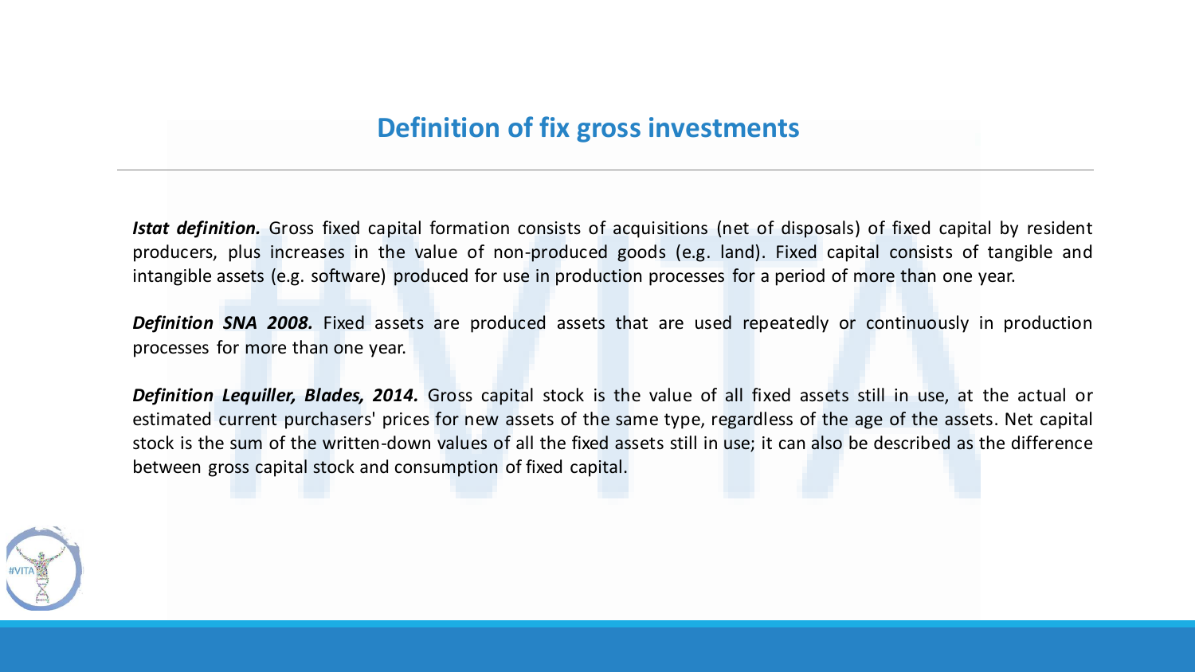## Definition of fix gross investments

***Istat definition.*** Gross fixed capital formation consists of acquisitions (net of disposals) of fixed capital by resident producers, plus increases in the value of non-produced goods (e.g. land). Fixed capital consists of tangible and intangible assets (e.g. software) produced for use in production processes for a period of more than one year.

***Definition SNA 2008.*** Fixed assets are produced assets that are used repeatedly or continuously in production processes for more than one year.

***Definition Lequiller, Blades, 2014.*** Gross capital stock is the value of all fixed assets still in use, at the actual or estimated current purchasers' prices for new assets of the same type, regardless of the age of the assets. Net capital stock is the sum of the written-down values of all the fixed assets still in use; it can also be described as the difference between gross capital stock and consumption of fixed capital.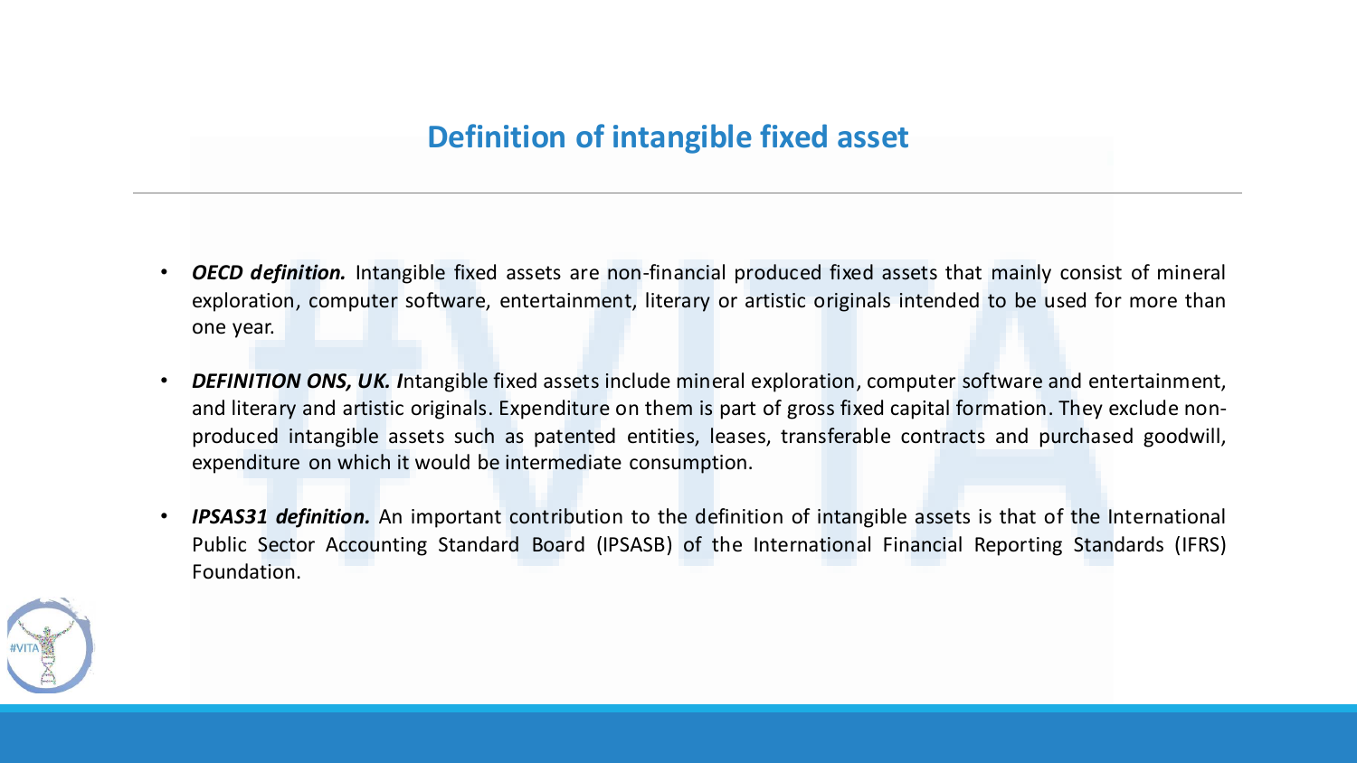## Definition of intangible fixed asset

- ***OECD definition.*** Intangible fixed assets are non-financial produced fixed assets that mainly consist of mineral exploration, computer software, entertainment, literary or artistic originals intended to be used for more than one year.
- ***DEFINITION ONS, UK. I***ntangible fixed assets include mineral exploration, computer software and entertainment, and literary and artistic originals. Expenditure on them is part of gross fixed capital formation. They exclude non-produced intangible assets such as patented entities, leases, transferable contracts and purchased goodwill, expenditure on which it would be intermediate consumption.
- ***IPSAS31 definition.*** An important contribution to the definition of intangible assets is that of the International Public Sector Accounting Standard Board (IPSASB) of the International Financial Reporting Standards (IFRS) Foundation.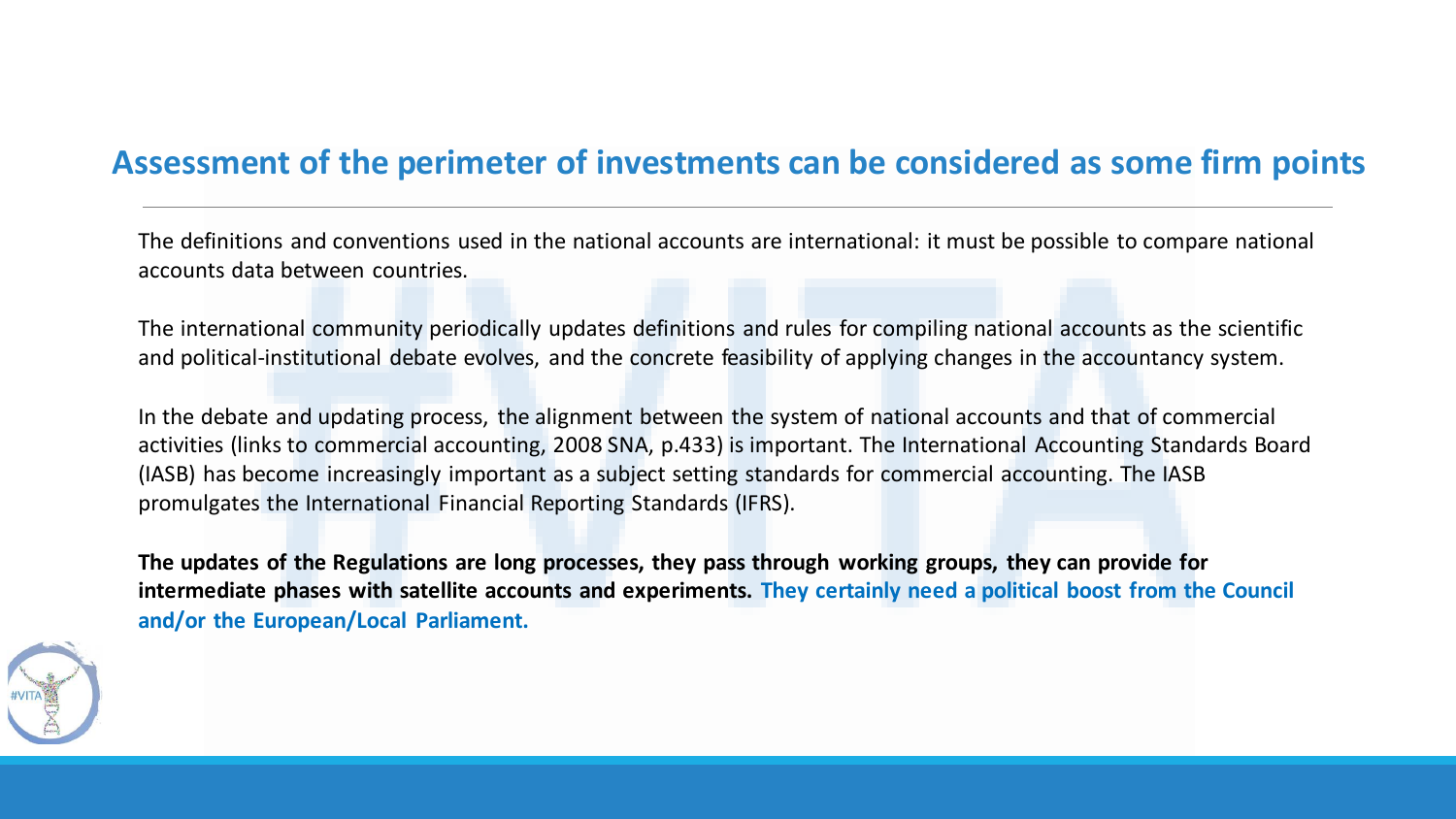## Assessment of the perimeter of investments can be considered as some firm points

The definitions and conventions used in the national accounts are international: it must be possible to compare national accounts data between countries.

The international community periodically updates definitions and rules for compiling national accounts as the scientific and political-institutional debate evolves, and the concrete feasibility of applying changes in the accountancy system.

In the debate and updating process, the alignment between the system of national accounts and that of commercial activities (links to commercial accounting, 2008 SNA, p.433) is important. The International Accounting Standards Board (IASB) has become increasingly important as a subject setting standards for commercial accounting. The IASB promulgates the International Financial Reporting Standards (IFRS).

**The updates of the Regulations are long processes, they pass through working groups, they can provide for intermediate phases with satellite accounts and experiments. They certainly need a political boost from the Council and/or the European/Local Parliament.**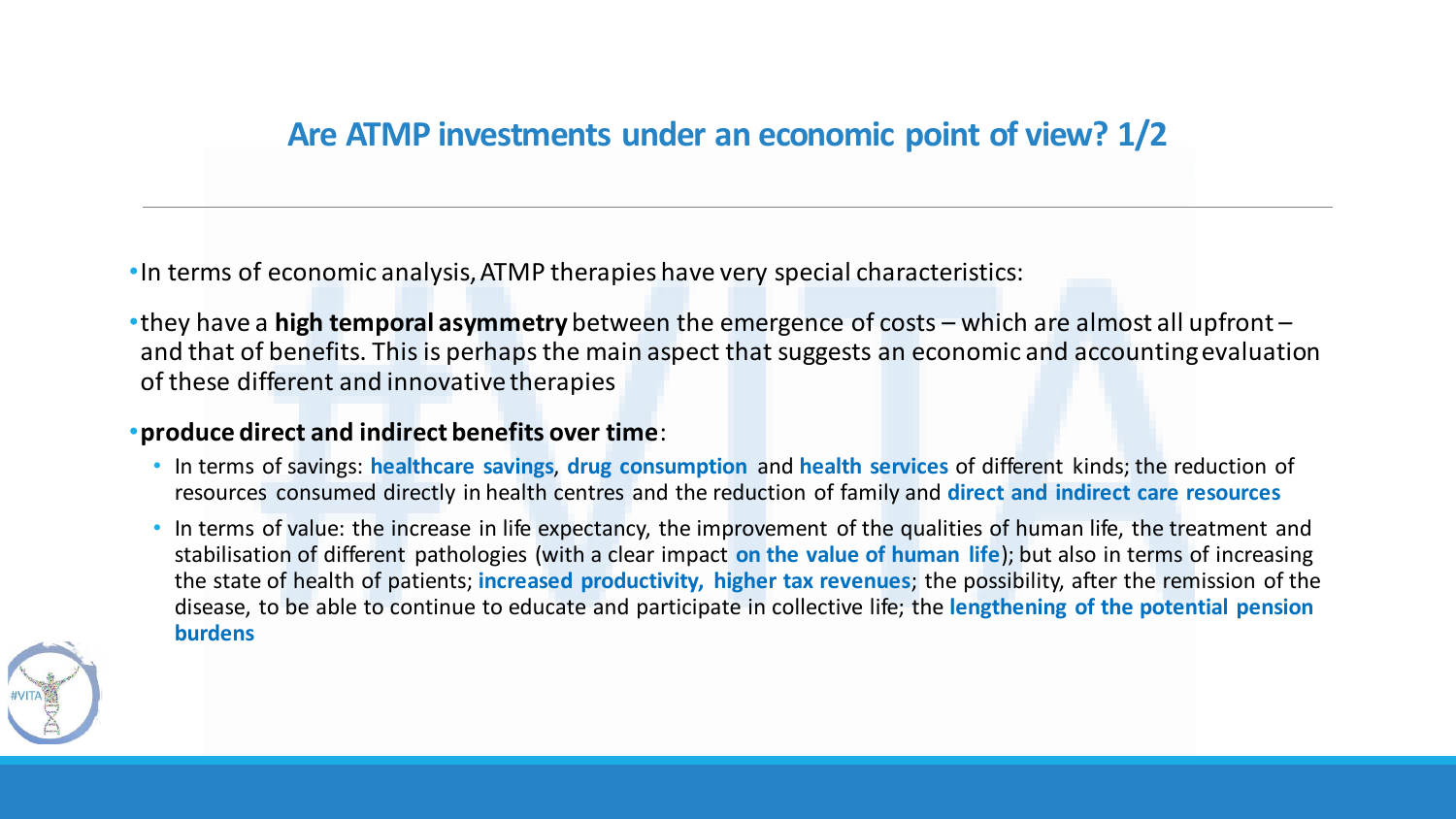## Are ATMP investments under an economic point of view? 1/2

- In terms of economic analysis, ATMP therapies have very special characteristics:
- they have a **high temporal asymmetry** between the emergence of costs – which are almost all upfront – and that of benefits. This is perhaps the main aspect that suggests an economic and accounting evaluation of these different and innovative therapies
- **produce direct and indirect benefits over time**:
  - In terms of savings: **healthcare savings**, **drug consumption** and **health services** of different kinds; the reduction of resources consumed directly in health centres and the reduction of family and **direct and indirect care resources**
  - In terms of value: the increase in life expectancy, the improvement of the qualities of human life, the treatment and stabilisation of different pathologies (with a clear impact **on the value of human life**); but also in terms of increasing the state of health of patients; **increased productivity, higher tax revenues**; the possibility, after the remission of the disease, to be able to continue to educate and participate in collective life; the **lengthening of the potential pension burdens**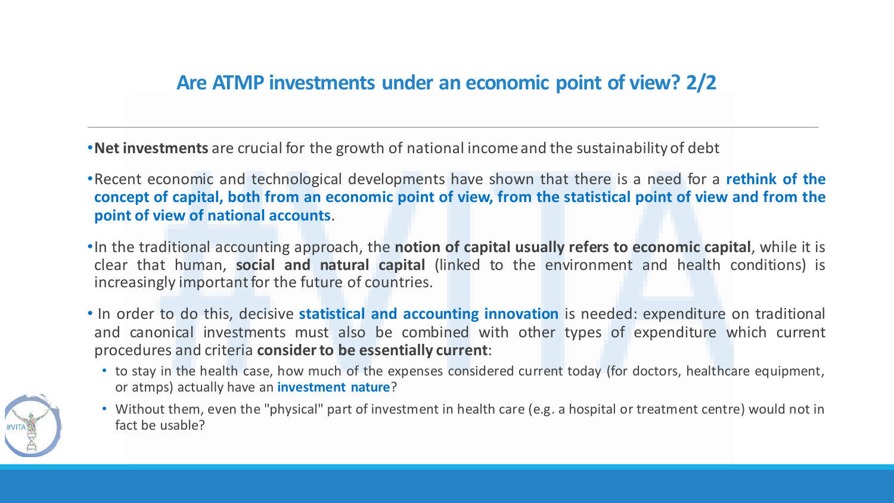## Are ATMP investments under an economic point of view? 2/2

- **Net investments** are crucial for the growth of national income and the sustainability of debt
- Recent economic and technological developments have shown that there is a need for a **rethink of the concept of capital, both from an economic point of view, from the statistical point of view and from the point of view of national accounts**.
- In the traditional accounting approach, the **notion of capital usually refers to economic capital**, while it is clear that human, **social and natural capital** (linked to the environment and health conditions) is increasingly important for the future of countries.
- In order to do this, decisive **statistical and accounting innovation** is needed: expenditure on traditional and canonical investments must also be combined with other types of expenditure which current procedures and criteria **consider to be essentially current**:
  - to stay in the health case, how much of the expenses considered current today (for doctors, healthcare equipment, or atmps) actually have an **investment nature**?
  - Without them, even the "physical" part of investment in health care (e.g. a hospital or treatment centre) would not in fact be usable?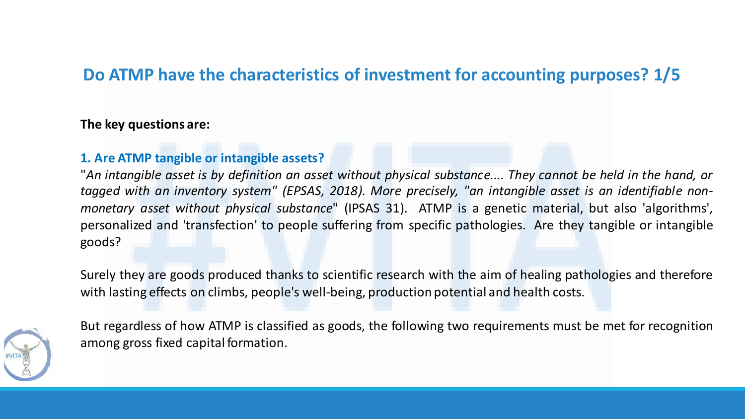## Do ATMP have the characteristics of investment for accounting purposes? 1/5

**The key questions are:**

### 1. Are ATMP tangible or intangible assets?

"*An intangible asset is by definition an asset without physical substance.... They cannot be held in the hand, or tagged with an inventory system" (EPSAS, 2018). More precisely, "an intangible asset is an identifiable non-monetary asset without physical substance*" (IPSAS 31). ATMP is a genetic material, but also 'algorithms', personalized and 'transfection' to people suffering from specific pathologies. Are they tangible or intangible goods?

Surely they are goods produced thanks to scientific research with the aim of healing pathologies and therefore with lasting effects on climbs, people's well-being, production potential and health costs.

But regardless of how ATMP is classified as goods, the following two requirements must be met for recognition among gross fixed capital formation.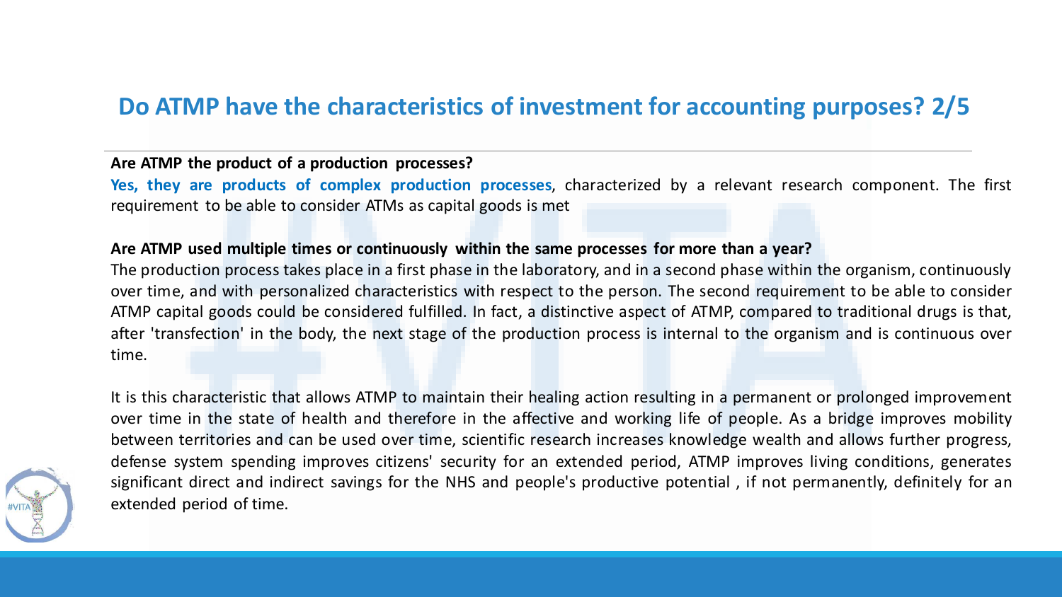## Do ATMP have the characteristics of investment for accounting purposes? 2/5

**Are ATMP the product of a production processes?**

**Yes, they are products of complex production processes**, characterized by a relevant research component. The first requirement to be able to consider ATMs as capital goods is met

**Are ATMP used multiple times or continuously within the same processes for more than a year?**

The production process takes place in a first phase in the laboratory, and in a second phase within the organism, continuously over time, and with personalized characteristics with respect to the person. The second requirement to be able to consider ATMP capital goods could be considered fulfilled. In fact, a distinctive aspect of ATMP, compared to traditional drugs is that, after 'transfection' in the body, the next stage of the production process is internal to the organism and is continuous over time.

It is this characteristic that allows ATMP to maintain their healing action resulting in a permanent or prolonged improvement over time in the state of health and therefore in the affective and working life of people. As a bridge improves mobility between territories and can be used over time, scientific research increases knowledge wealth and allows further progress, defense system spending improves citizens' security for an extended period, ATMP improves living conditions, generates significant direct and indirect savings for the NHS and people's productive potential , if not permanently, definitely for an extended period of time.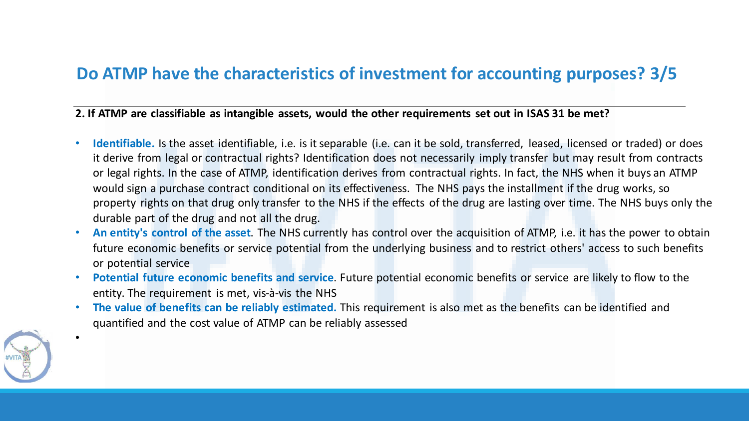## Do ATMP have the characteristics of investment for accounting purposes? 3/5

**2. If ATMP are classifiable as intangible assets, would the other requirements set out in ISAS 31 be met?**

- **Identifiable.** Is the asset identifiable, i.e. is it separable (i.e. can it be sold, transferred, leased, licensed or traded) or does it derive from legal or contractual rights? Identification does not necessarily imply transfer but may result from contracts or legal rights. In the case of ATMP, identification derives from contractual rights. In fact, the NHS when it buys an ATMP would sign a purchase contract conditional on its effectiveness. The NHS pays the installment if the drug works, so property rights on that drug only transfer to the NHS if the effects of the drug are lasting over time. The NHS buys only the durable part of the drug and not all the drug.
- **An entity's control of the asset**. The NHS currently has control over the acquisition of ATMP, i.e. it has the power to obtain future economic benefits or service potential from the underlying business and to restrict others' access to such benefits or potential service
- **Potential future economic benefits and service**. Future potential economic benefits or service are likely to flow to the entity. The requirement is met, vis-à-vis the NHS
- **The value of benefits can be reliably estimated.** This requirement is also met as the benefits can be identified and quantified and the cost value of ATMP can be reliably assessed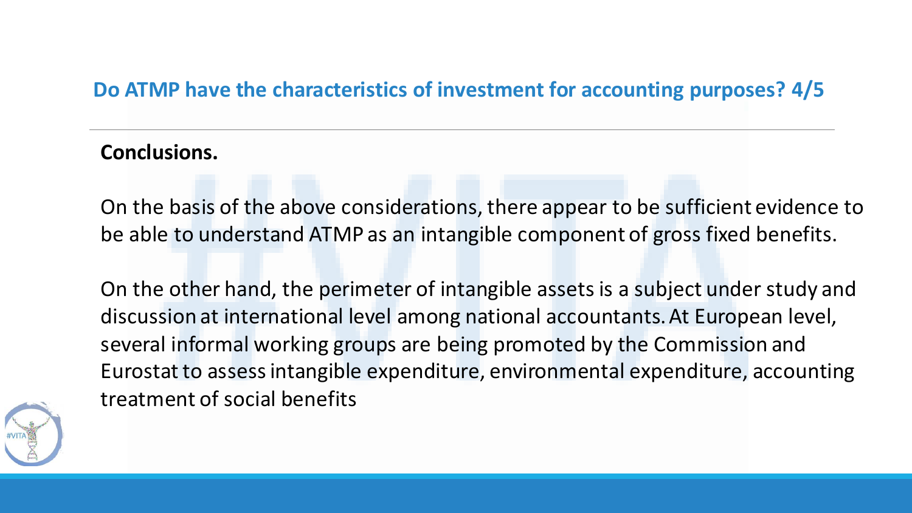## Do ATMP have the characteristics of investment for accounting purposes? 4/5

**Conclusions.**

On the basis of the above considerations, there appear to be sufficient evidence to be able to understand ATMP as an intangible component of gross fixed benefits.

On the other hand, the perimeter of intangible assets is a subject under study and discussion at international level among national accountants. At European level, several informal working groups are being promoted by the Commission and Eurostat to assess intangible expenditure, environmental expenditure, accounting treatment of social benefits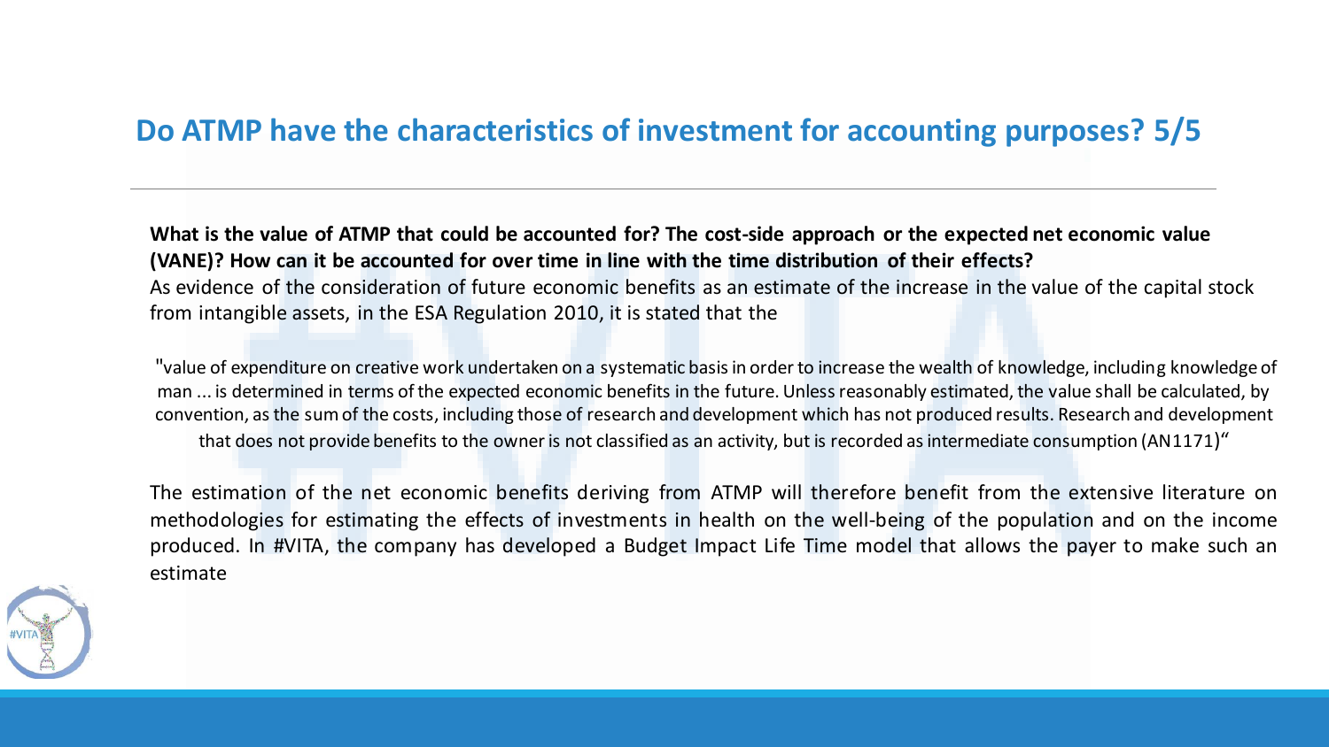## Do ATMP have the characteristics of investment for accounting purposes? 5/5

**What is the value of ATMP that could be accounted for? The cost-side approach or the expected net economic value (VANE)? How can it be accounted for over time in line with the time distribution of their effects?**

As evidence of the consideration of future economic benefits as an estimate of the increase in the value of the capital stock from intangible assets, in the ESA Regulation 2010, it is stated that the

"value of expenditure on creative work undertaken on a systematic basis in order to increase the wealth of knowledge, including knowledge of man ... is determined in terms of the expected economic benefits in the future. Unless reasonably estimated, the value shall be calculated, by convention, as the sum of the costs, including those of research and development which has not produced results. Research and development that does not provide benefits to the owner is not classified as an activity, but is recorded as intermediate consumption (AN1171)"

The estimation of the net economic benefits deriving from ATMP will therefore benefit from the extensive literature on methodologies for estimating the effects of investments in health on the well-being of the population and on the income produced. In #VITA, the company has developed a Budget Impact Life Time model that allows the payer to make such an estimate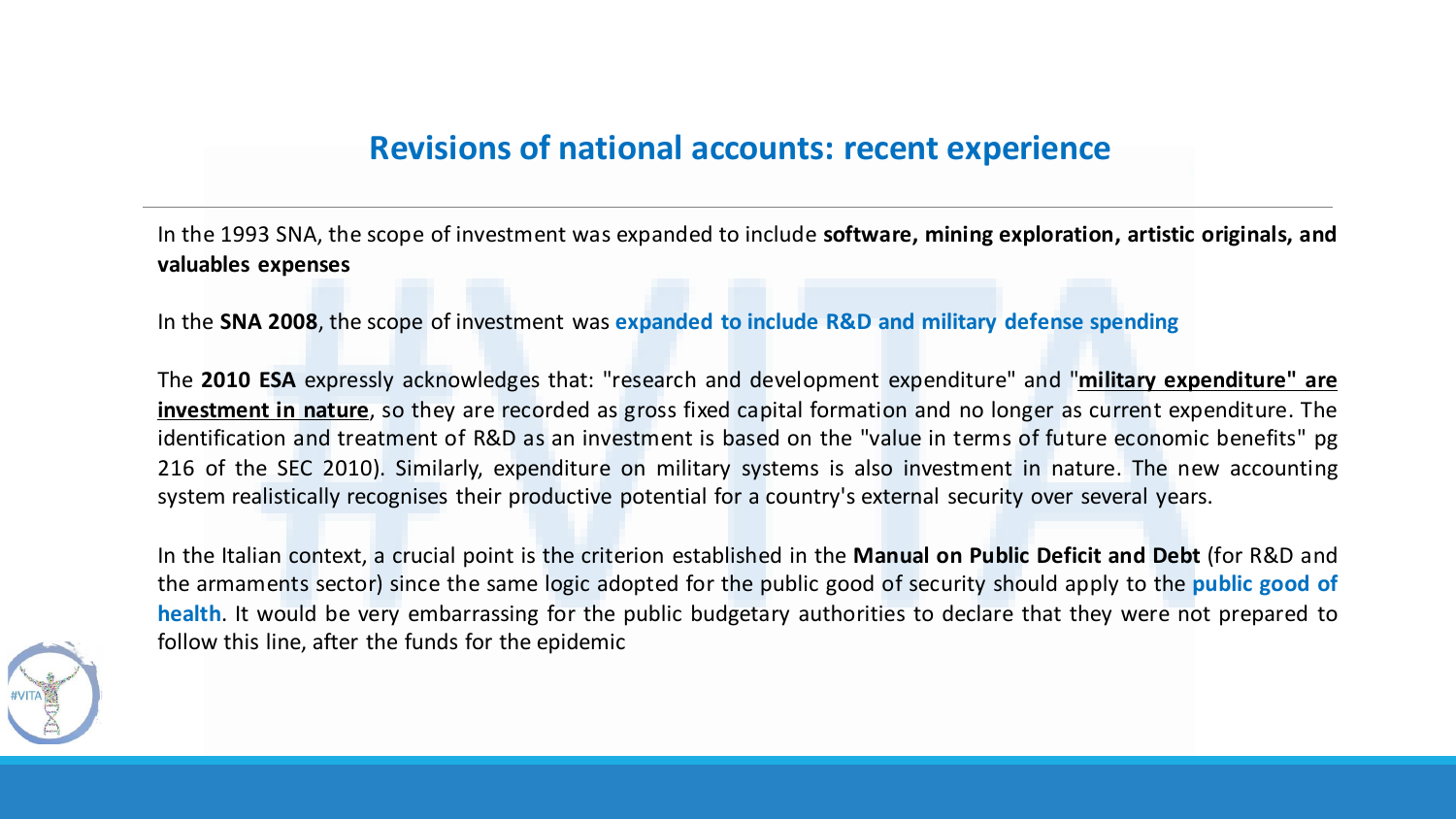## Revisions of national accounts: recent experience

In the 1993 SNA, the scope of investment was expanded to include **software, mining exploration, artistic originals, and valuables expenses**

In the **SNA 2008**, the scope of investment was **expanded to include R&D and military defense spending**

The **2010 ESA** expressly acknowledges that: "research and development expenditure" and "**military expenditure" are investment in nature**, so they are recorded as gross fixed capital formation and no longer as current expenditure. The identification and treatment of R&D as an investment is based on the "value in terms of future economic benefits" pg 216 of the SEC 2010). Similarly, expenditure on military systems is also investment in nature. The new accounting system realistically recognises their productive potential for a country's external security over several years.

In the Italian context, a crucial point is the criterion established in the **Manual on Public Deficit and Debt** (for R&D and the armaments sector) since the same logic adopted for the public good of security should apply to the **public good of health**. It would be very embarrassing for the public budgetary authorities to declare that they were not prepared to follow this line, after the funds for the epidemic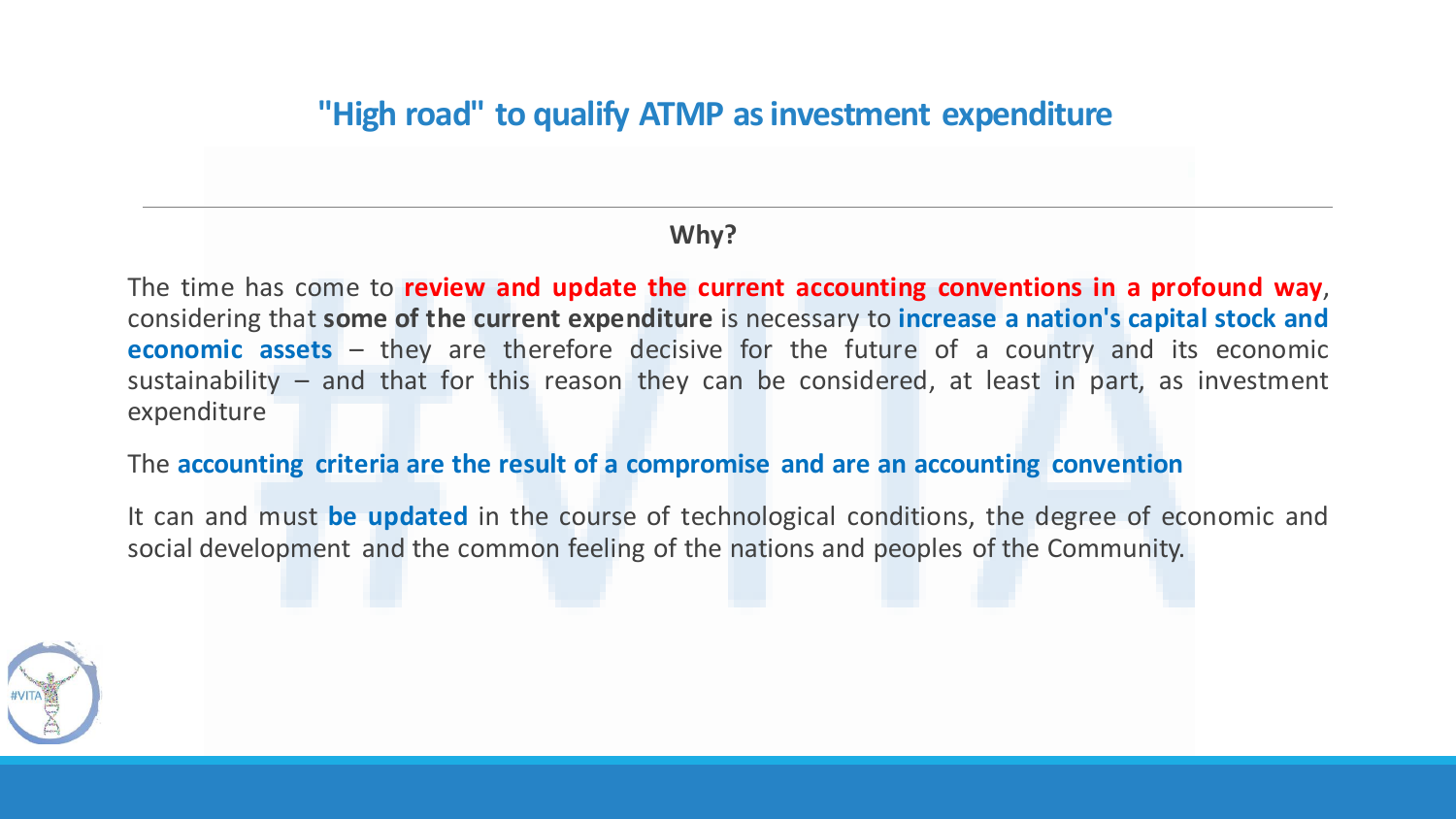## "High road" to qualify ATMP as investment expenditure

**Why?**

The time has come to **review and update the current accounting conventions in a profound way**, considering that **some of the current expenditure** is necessary to **increase a nation's capital stock and economic assets** – they are therefore decisive for the future of a country and its economic sustainability – and that for this reason they can be considered, at least in part, as investment expenditure

The **accounting criteria are the result of a compromise and are an accounting convention**

It can and must **be updated** in the course of technological conditions, the degree of economic and social development and the common feeling of the nations and peoples of the Community.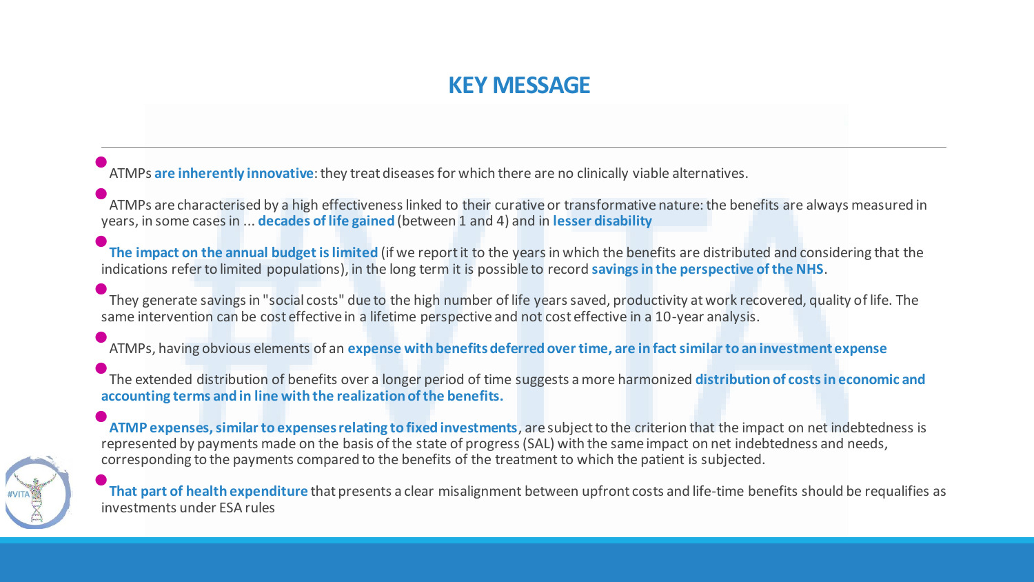# KEY MESSAGE

- ATMPs **are inherently innovative**: they treat diseases for which there are no clinically viable alternatives.
- ATMPs are characterised by a high effectiveness linked to their curative or transformative nature: the benefits are always measured in years, in some cases in ... **decades of life gained** (between 1 and 4) and in **lesser disability**
- **The impact on the annual budget is limited** (if we report it to the years in which the benefits are distributed and considering that the indications refer to limited populations), in the long term it is possible to record **savings in the perspective of the NHS**.
- They generate savings in "social costs" due to the high number of life years saved, productivity at work recovered, quality of life. The same intervention can be cost effective in a lifetime perspective and not cost effective in a 10-year analysis.
- ATMPs, having obvious elements of an **expense with benefits deferred over time, are in fact similar to an investment expense**
- The extended distribution of benefits over a longer period of time suggests a more harmonized **distribution of costs in economic and accounting terms and in line with the realization of the benefits.**
- **ATMP expenses, similar to expenses relating to fixed investments**, are subject to the criterion that the impact on net indebtedness is represented by payments made on the basis of the state of progress (SAL) with the same impact on net indebtedness and needs, corresponding to the payments compared to the benefits of the treatment to which the patient is subjected.
- **That part of health expenditure** that presents a clear misalignment between upfront costs and life-time benefits should be requalifies as investments under ESA rules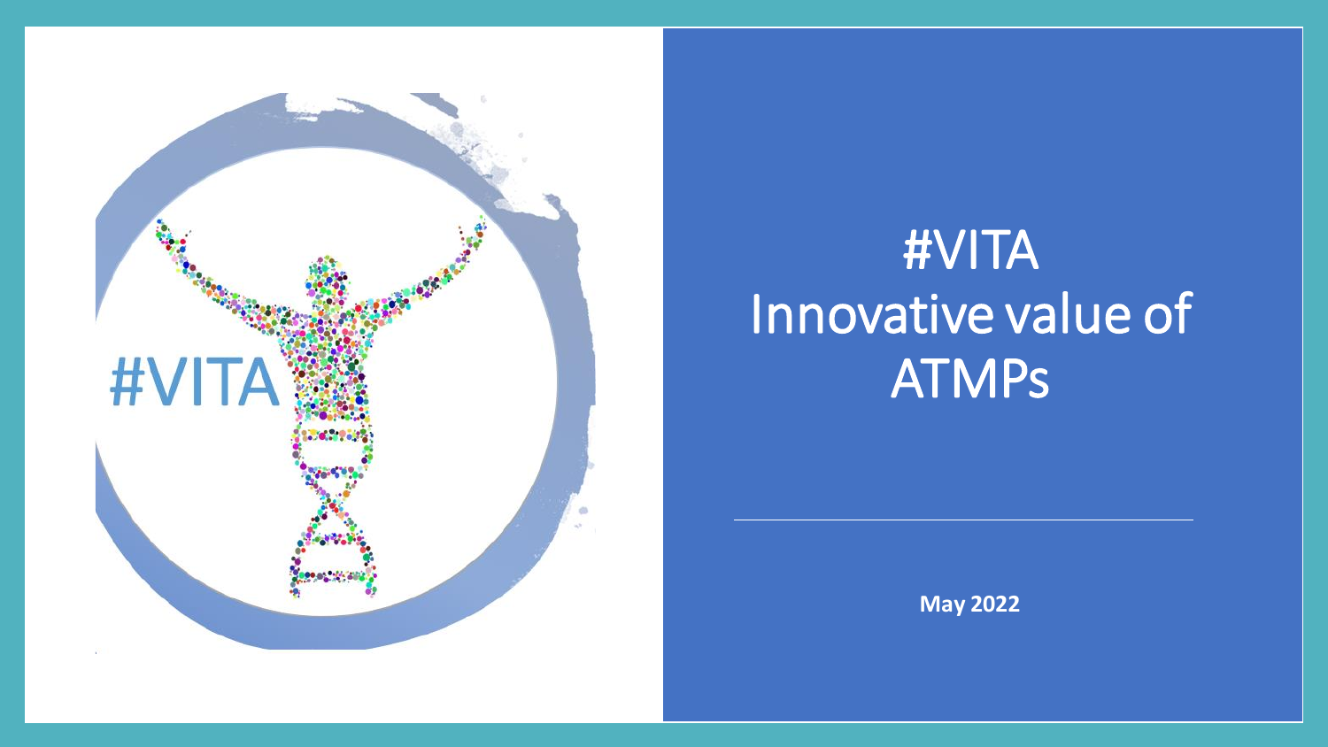#VITA

# #VITA Innovative value of ATMPs

**May 2022**